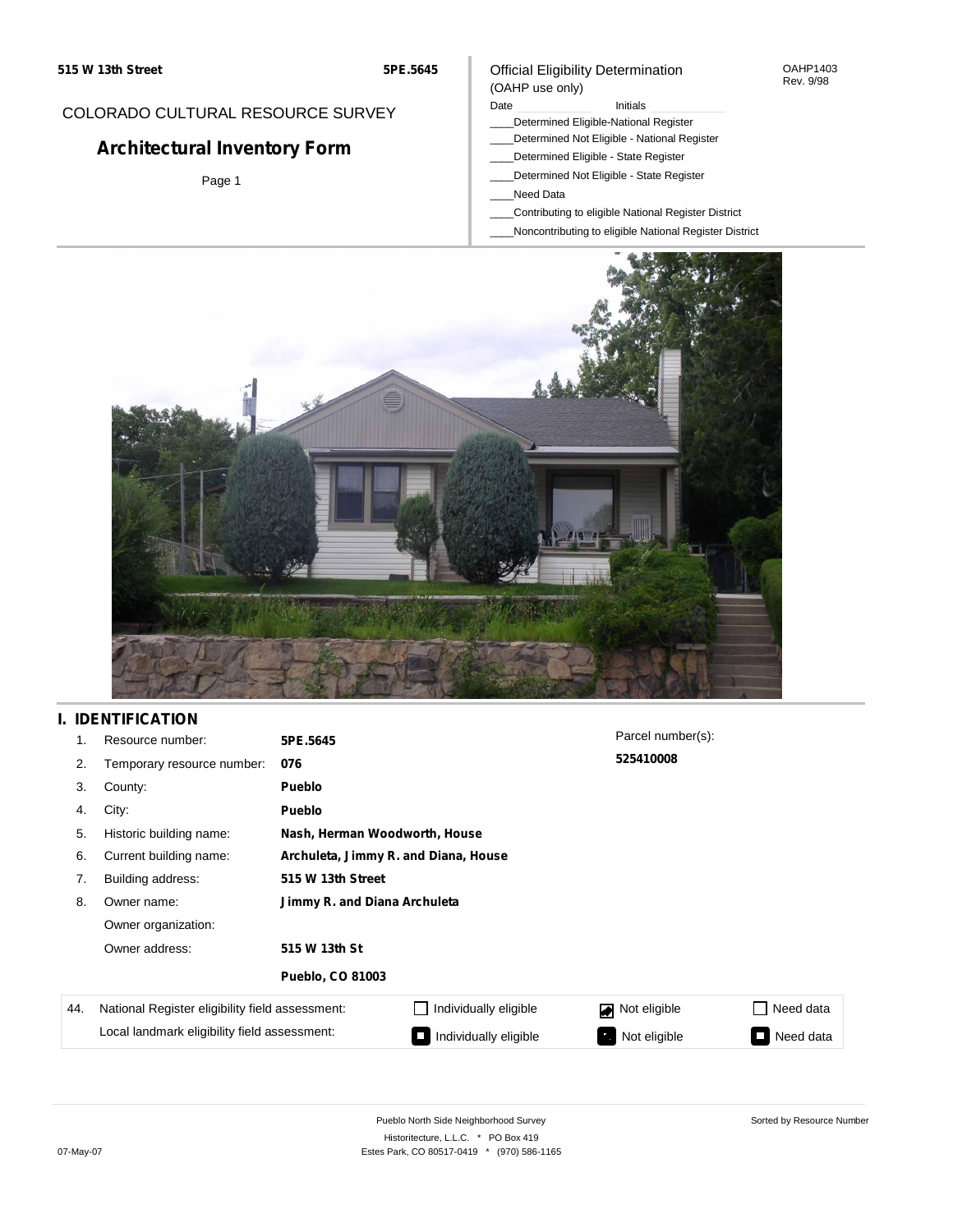**515 W 13th Street** **5PE.5645**

COLORADO CULTURAL RESOURCE SURVEY

# Architectural Inventory Form

Page 1

Official Eligibility Determination
(OAHP use only)

OAHP1403
Rev. 9/98

Date ____________ Initials ____________

____Determined Eligible-National Register
____Determined Not Eligible - National Register
____Determined Eligible - State Register
____Determined Not Eligible - State Register
____Need Data
____Contributing to eligible National Register District
____Noncontributing to eligible National Register District

## I. IDENTIFICATION

| | | |
|---|---|---|
| 1. | Resource number: | **5PE.5645** |
| 2. | Temporary resource number: | **076** |
| 3. | County: | **Pueblo** |
| 4. | City: | **Pueblo** |
| 5. | Historic building name: | **Nash, Herman Woodworth, House** |
| 6. | Current building name: | **Archuleta, Jimmy R. and Diana, House** |
| 7. | Building address: | **515 W 13th Street** |
| 8. | Owner name: | **Jimmy R. and Diana Archuleta** |
| | Owner organization: | |
| | Owner address: | **515 W 13th St** |
| | | **Pueblo, CO 81003** |

Parcel number(s):
**525410008**

| | | | | |
|---|---|---|---|---|
| 44. | National Register eligibility field assessment: | ☐ Individually eligible | ☑ Not eligible | ☐ Need data |
| | Local landmark eligibility field assessment: | ☐ Individually eligible | ☑ Not eligible | ☐ Need data |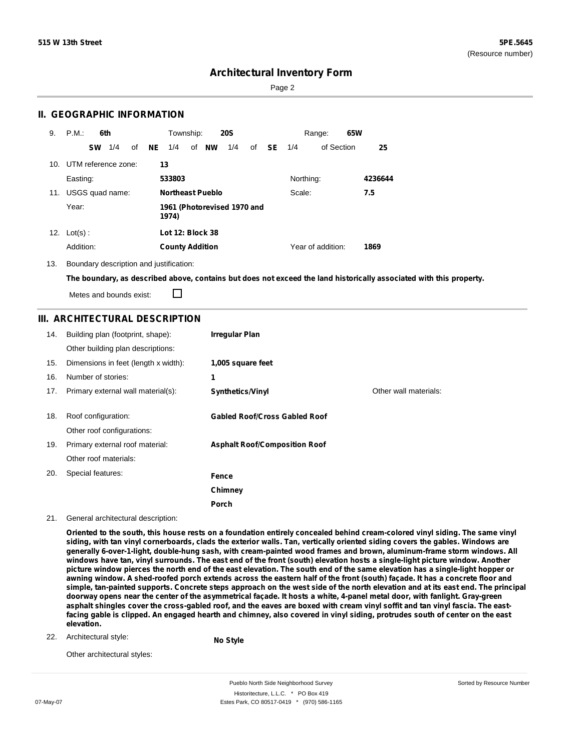515 W 13th Street

5PE.5645
(Resource number)

# Architectural Inventory Form

## II. GEOGRAPHIC INFORMATION

9. P.M.: **6th** Township: **20S** Range: **65W**
   **SW** 1/4 of **NE** 1/4 of **NW** 1/4 of **SE** 1/4 of Section **25**

10. UTM reference zone: **13**
    Easting: **533803** Northing: **4236644**

11. USGS quad name: **Northeast Pueblo** Scale: **7.5**
    Year: **1961 (Photorevised 1970 and 1974)**

12. Lot(s) : **Lot 12: Block 38**
    Addition: **County Addition** Year of addition: **1869**

13. Boundary description and justification:
    **The boundary, as described above, contains but does not exceed the land historically associated with this property.**
    Metes and bounds exist: ☐

## III. ARCHITECTURAL DESCRIPTION

14. Building plan (footprint, shape): **Irregular Plan**
    Other building plan descriptions:

15. Dimensions in feet (length x width): **1,005 square feet**

16. Number of stories: **1**

17. Primary external wall material(s): **Synthetics/Vinyl** Other wall materials:

18. Roof configuration: **Gabled Roof/Cross Gabled Roof**
    Other roof configurations:

19. Primary external roof material: **Asphalt Roof/Composition Roof**
    Other roof materials:

20. Special features: **Fence**
    **Chimney**
    **Porch**

21. General architectural description:
    **Oriented to the south, this house rests on a foundation entirely concealed behind cream-colored vinyl siding. The same vinyl siding, with tan vinyl cornerboards, clads the exterior walls. Tan, vertically oriented siding covers the gables. Windows are generally 6-over-1-light, double-hung sash, with cream-painted wood frames and brown, aluminum-frame storm windows. All windows have tan, vinyl surrounds. The east end of the front (south) elevation hosts a single-light picture window. Another picture window pierces the north end of the east elevation. The south end of the same elevation has a single-light hopper or awning window. A shed-roofed porch extends across the eastern half of the front (south) façade. It has a concrete floor and simple, tan-painted supports. Concrete steps approach on the west side of the north elevation and at its east end. The principal doorway opens near the center of the asymmetrical façade. It hosts a white, 4-panel metal door, with fanlight. Gray-green asphalt shingles cover the cross-gabled roof, and the eaves are boxed with cream vinyl soffit and tan vinyl fascia. The east-facing gable is clipped. An engaged hearth and chimney, also covered in vinyl siding, protrudes south of center on the east elevation.**

22. Architectural style: **No Style**
    Other architectural styles: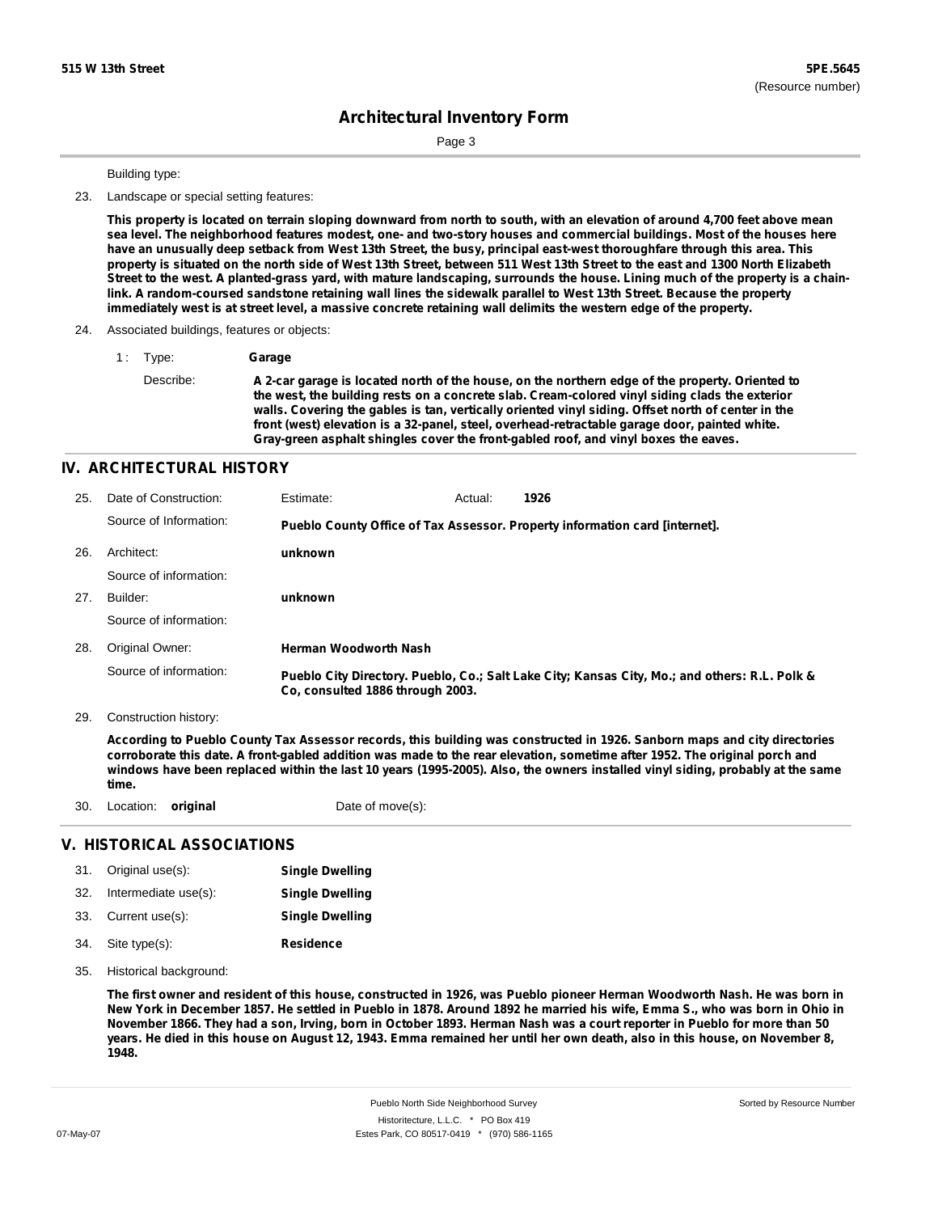Building type:

23. Landscape or special setting features:

**This property is located on terrain sloping downward from north to south, with an elevation of around 4,700 feet above mean sea level. The neighborhood features modest, one- and two-story houses and commercial buildings. Most of the houses here have an unusually deep setback from West 13th Street, the busy, principal east-west thoroughfare through this area. This property is situated on the north side of West 13th Street, between 511 West 13th Street to the east and 1300 North Elizabeth Street to the west. A planted-grass yard, with mature landscaping, surrounds the house. Lining much of the property is a chain-link. A random-coursed sandstone retaining wall lines the sidewalk parallel to West 13th Street. Because the property immediately west is at street level, a massive concrete retaining wall delimits the western edge of the property.**

24. Associated buildings, features or objects:

1 : Type: **Garage**

Describe: **A 2-car garage is located north of the house, on the northern edge of the property. Oriented to the west, the building rests on a concrete slab. Cream-colored vinyl siding clads the exterior walls. Covering the gables is tan, vertically oriented vinyl siding. Offset north of center in the front (west) elevation is a 32-panel, steel, overhead-retractable garage door, painted white. Gray-green asphalt shingles cover the front-gabled roof, and vinyl boxes the eaves.**

## IV. ARCHITECTURAL HISTORY

25. Date of Construction: Estimate: Actual: **1926**

Source of Information: **Pueblo County Office of Tax Assessor. Property information card [internet].**

26. Architect: **unknown**

Source of information:

27. Builder: **unknown**

Source of information:

28. Original Owner: **Herman Woodworth Nash**

Source of information: **Pueblo City Directory. Pueblo, Co.; Salt Lake City; Kansas City, Mo.; and others: R.L. Polk & Co, consulted 1886 through 2003.**

29. Construction history:

**According to Pueblo County Tax Assessor records, this building was constructed in 1926. Sanborn maps and city directories corroborate this date. A front-gabled addition was made to the rear elevation, sometime after 1952. The original porch and windows have been replaced within the last 10 years (1995-2005). Also, the owners installed vinyl siding, probably at the same time.**

30. Location: **original** Date of move(s):

## V. HISTORICAL ASSOCIATIONS

31. Original use(s): **Single Dwelling**
32. Intermediate use(s): **Single Dwelling**
33. Current use(s): **Single Dwelling**
34. Site type(s): **Residence**

35. Historical background:

**The first owner and resident of this house, constructed in 1926, was Pueblo pioneer Herman Woodworth Nash. He was born in New York in December 1857. He settled in Pueblo in 1878. Around 1892 he married his wife, Emma S., who was born in Ohio in November 1866. They had a son, Irving, born in October 1893. Herman Nash was a court reporter in Pueblo for more than 50 years. He died in this house on August 12, 1943. Emma remained her until her own death, also in this house, on November 8, 1948.**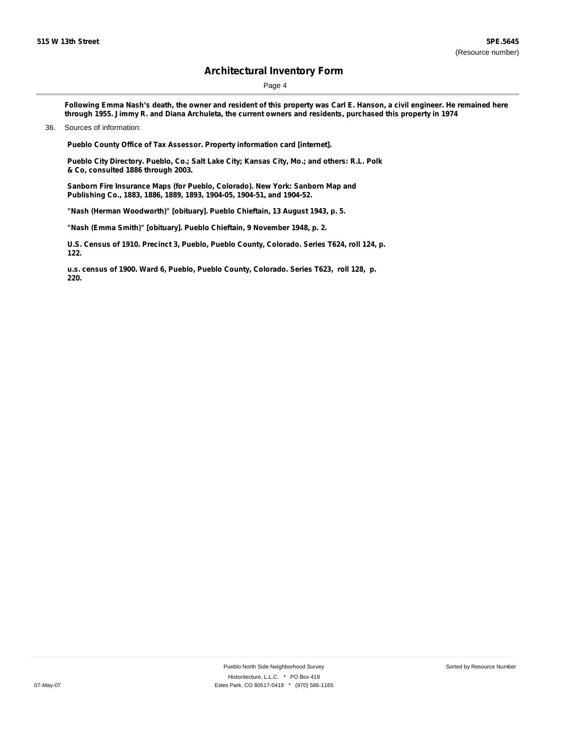**Following Emma Nash's death, the owner and resident of this property was Carl E. Hanson, a civil engineer. He remained here through 1955. Jimmy R. and Diana Archuleta, the current owners and residents, purchased this property in 1974**

36. Sources of information:

**Pueblo County Office of Tax Assessor. Property information card [internet].**

**Pueblo City Directory. Pueblo, Co.; Salt Lake City; Kansas City, Mo.; and others: R.L. Polk & Co, consulted 1886 through 2003.**

**Sanborn Fire Insurance Maps (for Pueblo, Colorado). New York: Sanborn Map and Publishing Co., 1883, 1886, 1889, 1893, 1904-05, 1904-51, and 1904-52.**

**"Nash (Herman Woodworth)" [obituary]. Pueblo Chieftain, 13 August 1943, p. 5.**

**"Nash (Emma Smith)" [obituary]. Pueblo Chieftain, 9 November 1948, p. 2.**

**U.S. Census of 1910. Precinct 3, Pueblo, Pueblo County, Colorado. Series T624, roll 124, p. 122.**

**u.s. census of 1900. Ward 6, Pueblo, Pueblo County, Colorado. Series T623, roll 128, p. 220.**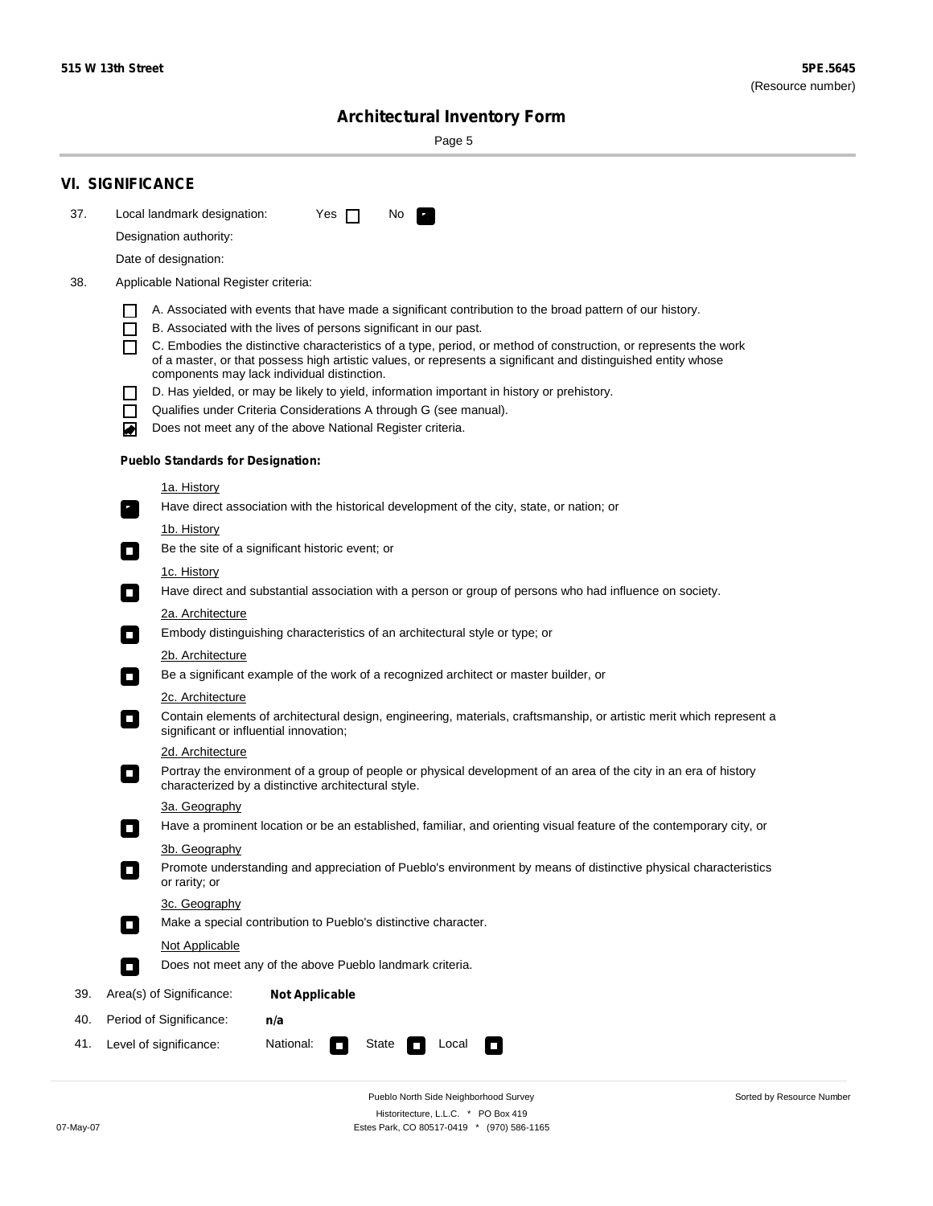## VI. SIGNIFICANCE

37. Local landmark designation: Yes ☐ No ☑

Designation authority:

Date of designation:

38. Applicable National Register criteria:

- ☐ A. Associated with events that have made a significant contribution to the broad pattern of our history.
- ☐ B. Associated with the lives of persons significant in our past.
- ☐ C. Embodies the distinctive characteristics of a type, period, or method of construction, or represents the work of a master, or that possess high artistic values, or represents a significant and distinguished entity whose components may lack individual distinction.
- ☐ D. Has yielded, or may be likely to yield, information important in history or prehistory.
- ☐ Qualifies under Criteria Considerations A through G (see manual).
- ☑ Does not meet any of the above National Register criteria.

**Pueblo Standards for Designation:**

1a. History
☑ Have direct association with the historical development of the city, state, or nation; or

1b. History
☐ Be the site of a significant historic event; or

1c. History
☐ Have direct and substantial association with a person or group of persons who had influence on society.

2a. Architecture
☐ Embody distinguishing characteristics of an architectural style or type; or

2b. Architecture
☐ Be a significant example of the work of a recognized architect or master builder, or

2c. Architecture
☐ Contain elements of architectural design, engineering, materials, craftsmanship, or artistic merit which represent a significant or influential innovation;

2d. Architecture
☐ Portray the environment of a group of people or physical development of an area of the city in an era of history characterized by a distinctive architectural style.

3a. Geography
☐ Have a prominent location or be an established, familiar, and orienting visual feature of the contemporary city, or

3b. Geography
☐ Promote understanding and appreciation of Pueblo's environment by means of distinctive physical characteristics or rarity; or

3c. Geography
☐ Make a special contribution to Pueblo's distinctive character.

Not Applicable
☐ Does not meet any of the above Pueblo landmark criteria.

39. Area(s) of Significance: **Not Applicable**

40. Period of Significance: **n/a**

41. Level of significance: National: ☐ State ☐ Local ☐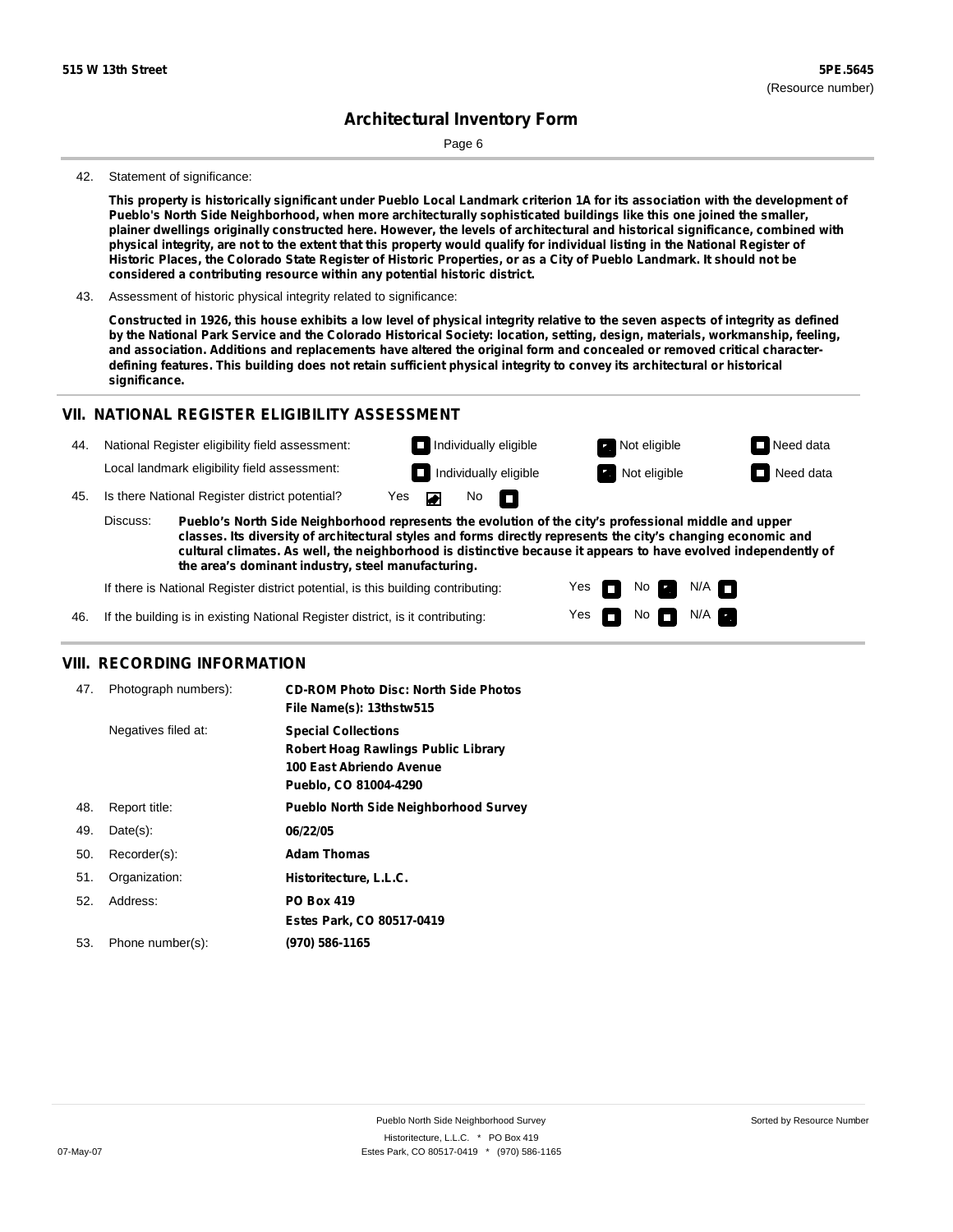**515 W 13th Street** **5PE.5645**
(Resource number)

# Architectural Inventory Form

42. Statement of significance:

**This property is historically significant under Pueblo Local Landmark criterion 1A for its association with the development of Pueblo's North Side Neighborhood, when more architecturally sophisticated buildings like this one joined the smaller, plainer dwellings originally constructed here. However, the levels of architectural and historical significance, combined with physical integrity, are not to the extent that this property would qualify for individual listing in the National Register of Historic Places, the Colorado State Register of Historic Properties, or as a City of Pueblo Landmark. It should not be considered a contributing resource within any potential historic district.**

43. Assessment of historic physical integrity related to significance:

**Constructed in 1926, this house exhibits a low level of physical integrity relative to the seven aspects of integrity as defined by the National Park Service and the Colorado Historical Society: location, setting, design, materials, workmanship, feeling, and association. Additions and replacements have altered the original form and concealed or removed critical character-defining features. This building does not retain sufficient physical integrity to convey its architectural or historical significance.**

## VII. NATIONAL REGISTER ELIGIBILITY ASSESSMENT

44. National Register eligibility field assessment: ☐ Individually eligible ☒ Not eligible ☐ Need data

Local landmark eligibility field assessment: ☐ Individually eligible ☒ Not eligible ☐ Need data

45. Is there National Register district potential? Yes ☒ No ☐

Discuss: **Pueblo's North Side Neighborhood represents the evolution of the city's professional middle and upper classes. Its diversity of architectural styles and forms directly represents the city's changing economic and cultural climates. As well, the neighborhood is distinctive because it appears to have evolved independently of the area's dominant industry, steel manufacturing.**

If there is National Register district potential, is this building contributing: Yes ☐ No ☒ N/A ☐

46. If the building is in existing National Register district, is it contributing: Yes ☐ No ☐ N/A ☒

## VIII. RECORDING INFORMATION

| | | |
|---|---|---|
| 47. | Photograph numbers): | **CD-ROM Photo Disc: North Side Photos**<br>**File Name(s): 13thstw515** |
| | Negatives filed at: | **Special Collections**<br>**Robert Hoag Rawlings Public Library**<br>**100 East Abriendo Avenue**<br>**Pueblo, CO 81004-4290** |
| 48. | Report title: | **Pueblo North Side Neighborhood Survey** |
| 49. | Date(s): | **06/22/05** |
| 50. | Recorder(s): | **Adam Thomas** |
| 51. | Organization: | **Historitecture, L.L.C.** |
| 52. | Address: | **PO Box 419**<br>**Estes Park, CO 80517-0419** |
| 53. | Phone number(s): | **(970) 586-1165** |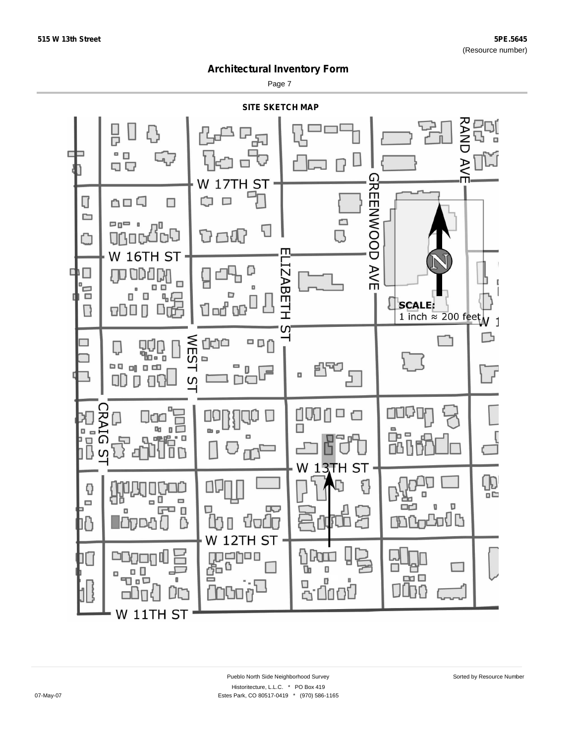515 W 13th Street

5PE.5645
(Resource number)

# Architectural Inventory Form

## SITE SKETCH MAP

W 17TH ST

W 16TH ST

W 13TH ST

W 12TH ST

W 11TH ST

RAND AVE

GREENWOOD AVE

ELIZABETH ST

WEST ST

CRAIG ST

N

**SCALE:**
1 inch ≈ 200 feet

Pueblo North Side Neighborhood Survey

Sorted by Resource Number

Historitecture, L.L.C. * PO Box 419

07-May-07

Estes Park, CO 80517-0419 * (970) 586-1165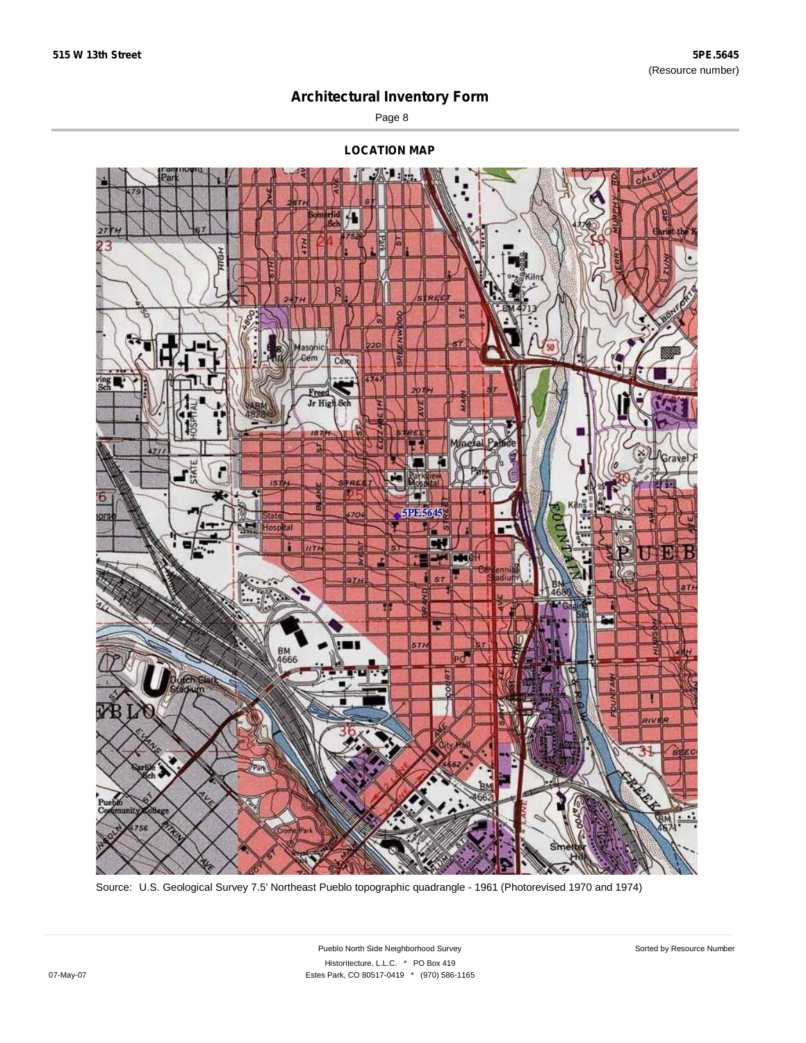# Architectural Inventory Form

## LOCATION MAP

Source: U.S. Geological Survey 7.5' Northeast Pueblo topographic quadrangle - 1961 (Photorevised 1970 and 1974)